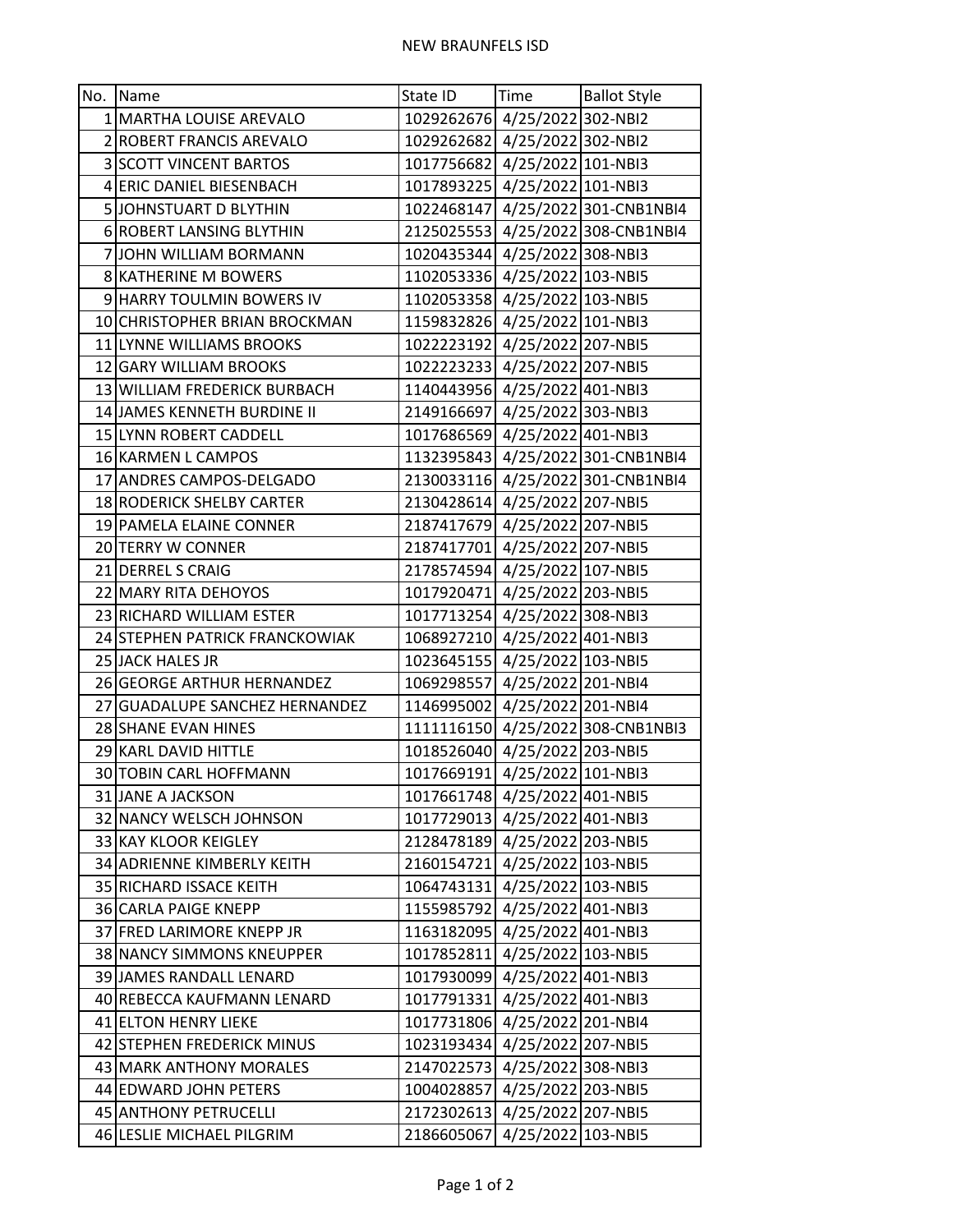NEW BRAUNFELS ISD

| No. | Name | State ID | Time | Ballot Style |
| --- | --- | --- | --- | --- |
| 1 | MARTHA LOUISE AREVALO | 1029262676 | 4/25/2022 | 302-NBI2 |
| 2 | ROBERT FRANCIS AREVALO | 1029262682 | 4/25/2022 | 302-NBI2 |
| 3 | SCOTT VINCENT BARTOS | 1017756682 | 4/25/2022 | 101-NBI3 |
| 4 | ERIC DANIEL BIESENBACH | 1017893225 | 4/25/2022 | 101-NBI3 |
| 5 | JOHNSTUART D BLYTHIN | 1022468147 | 4/25/2022 | 301-CNB1NBI4 |
| 6 | ROBERT LANSING BLYTHIN | 2125025553 | 4/25/2022 | 308-CNB1NBI4 |
| 7 | JOHN WILLIAM BORMANN | 1020435344 | 4/25/2022 | 308-NBI3 |
| 8 | KATHERINE M BOWERS | 1102053336 | 4/25/2022 | 103-NBI5 |
| 9 | HARRY TOULMIN BOWERS IV | 1102053358 | 4/25/2022 | 103-NBI5 |
| 10 | CHRISTOPHER BRIAN BROCKMAN | 1159832826 | 4/25/2022 | 101-NBI3 |
| 11 | LYNNE WILLIAMS BROOKS | 1022223192 | 4/25/2022 | 207-NBI5 |
| 12 | GARY WILLIAM BROOKS | 1022223233 | 4/25/2022 | 207-NBI5 |
| 13 | WILLIAM FREDERICK BURBACH | 1140443956 | 4/25/2022 | 401-NBI3 |
| 14 | JAMES KENNETH BURDINE II | 2149166697 | 4/25/2022 | 303-NBI3 |
| 15 | LYNN ROBERT CADDELL | 1017686569 | 4/25/2022 | 401-NBI3 |
| 16 | KARMEN L CAMPOS | 1132395843 | 4/25/2022 | 301-CNB1NBI4 |
| 17 | ANDRES CAMPOS-DELGADO | 2130033116 | 4/25/2022 | 301-CNB1NBI4 |
| 18 | RODERICK SHELBY CARTER | 2130428614 | 4/25/2022 | 207-NBI5 |
| 19 | PAMELA ELAINE CONNER | 2187417679 | 4/25/2022 | 207-NBI5 |
| 20 | TERRY W CONNER | 2187417701 | 4/25/2022 | 207-NBI5 |
| 21 | DERREL S CRAIG | 2178574594 | 4/25/2022 | 107-NBI5 |
| 22 | MARY RITA DEHOYOS | 1017920471 | 4/25/2022 | 203-NBI5 |
| 23 | RICHARD WILLIAM ESTER | 1017713254 | 4/25/2022 | 308-NBI3 |
| 24 | STEPHEN PATRICK FRANCKOWIAK | 1068927210 | 4/25/2022 | 401-NBI3 |
| 25 | JACK HALES JR | 1023645155 | 4/25/2022 | 103-NBI5 |
| 26 | GEORGE ARTHUR HERNANDEZ | 1069298557 | 4/25/2022 | 201-NBI4 |
| 27 | GUADALUPE SANCHEZ HERNANDEZ | 1146995002 | 4/25/2022 | 201-NBI4 |
| 28 | SHANE EVAN HINES | 1111116150 | 4/25/2022 | 308-CNB1NBI3 |
| 29 | KARL DAVID HITTLE | 1018526040 | 4/25/2022 | 203-NBI5 |
| 30 | TOBIN CARL HOFFMANN | 1017669191 | 4/25/2022 | 101-NBI3 |
| 31 | JANE A JACKSON | 1017661748 | 4/25/2022 | 401-NBI5 |
| 32 | NANCY WELSCH JOHNSON | 1017729013 | 4/25/2022 | 401-NBI3 |
| 33 | KAY KLOOR KEIGLEY | 2128478189 | 4/25/2022 | 203-NBI5 |
| 34 | ADRIENNE KIMBERLY KEITH | 2160154721 | 4/25/2022 | 103-NBI5 |
| 35 | RICHARD ISSACE KEITH | 1064743131 | 4/25/2022 | 103-NBI5 |
| 36 | CARLA PAIGE KNEPP | 1155985792 | 4/25/2022 | 401-NBI3 |
| 37 | FRED LARIMORE KNEPP JR | 1163182095 | 4/25/2022 | 401-NBI3 |
| 38 | NANCY SIMMONS KNEUPPER | 1017852811 | 4/25/2022 | 103-NBI5 |
| 39 | JAMES RANDALL LENARD | 1017930099 | 4/25/2022 | 401-NBI3 |
| 40 | REBECCA KAUFMANN LENARD | 1017791331 | 4/25/2022 | 401-NBI3 |
| 41 | ELTON HENRY LIEKE | 1017731806 | 4/25/2022 | 201-NBI4 |
| 42 | STEPHEN FREDERICK MINUS | 1023193434 | 4/25/2022 | 207-NBI5 |
| 43 | MARK ANTHONY MORALES | 2147022573 | 4/25/2022 | 308-NBI3 |
| 44 | EDWARD JOHN PETERS | 1004028857 | 4/25/2022 | 203-NBI5 |
| 45 | ANTHONY PETRUCELLI | 2172302613 | 4/25/2022 | 207-NBI5 |
| 46 | LESLIE MICHAEL PILGRIM | 2186605067 | 4/25/2022 | 103-NBI5 |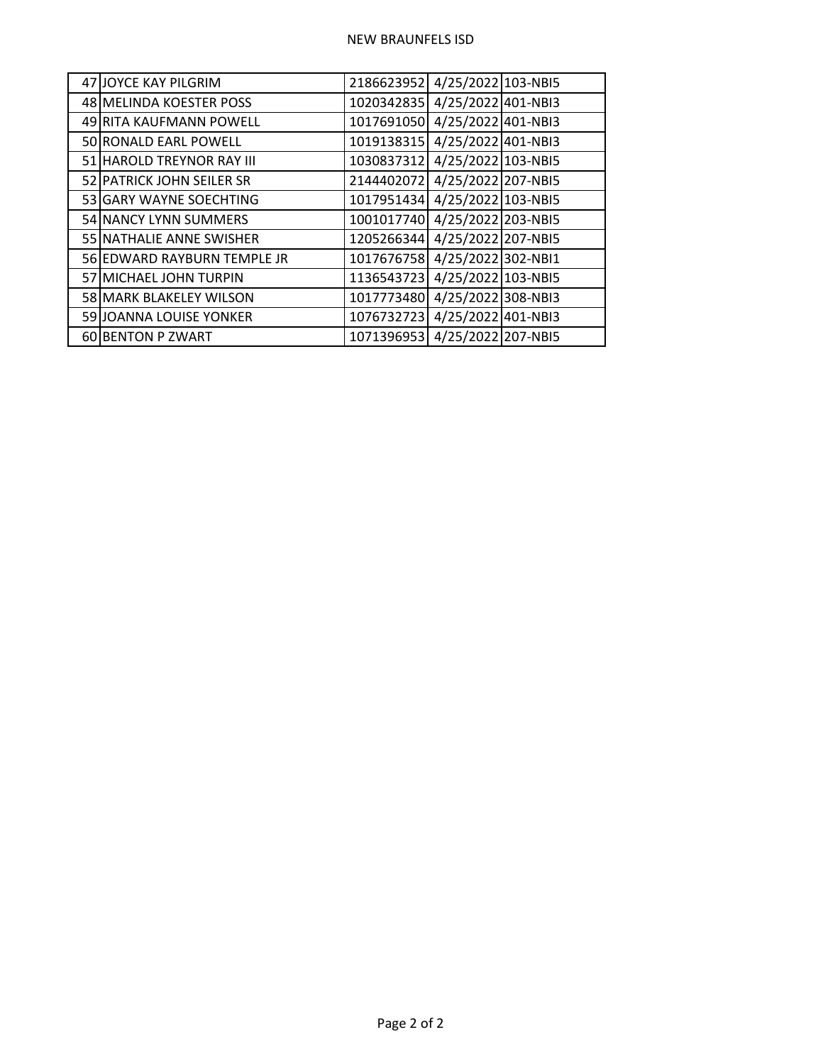NEW BRAUNFELS ISD

| | | | | |
|---|---|---|---|---|
| 47 | JOYCE KAY PILGRIM | 2186623952 | 4/25/2022 | 103-NBI5 |
| 48 | MELINDA KOESTER POSS | 1020342835 | 4/25/2022 | 401-NBI3 |
| 49 | RITA KAUFMANN POWELL | 1017691050 | 4/25/2022 | 401-NBI3 |
| 50 | RONALD EARL POWELL | 1019138315 | 4/25/2022 | 401-NBI3 |
| 51 | HAROLD TREYNOR RAY III | 1030837312 | 4/25/2022 | 103-NBI5 |
| 52 | PATRICK JOHN SEILER SR | 2144402072 | 4/25/2022 | 207-NBI5 |
| 53 | GARY WAYNE SOECHTING | 1017951434 | 4/25/2022 | 103-NBI5 |
| 54 | NANCY LYNN SUMMERS | 1001017740 | 4/25/2022 | 203-NBI5 |
| 55 | NATHALIE ANNE SWISHER | 1205266344 | 4/25/2022 | 207-NBI5 |
| 56 | EDWARD RAYBURN TEMPLE JR | 1017676758 | 4/25/2022 | 302-NBI1 |
| 57 | MICHAEL JOHN TURPIN | 1136543723 | 4/25/2022 | 103-NBI5 |
| 58 | MARK BLAKELEY WILSON | 1017773480 | 4/25/2022 | 308-NBI3 |
| 59 | JOANNA LOUISE YONKER | 1076732723 | 4/25/2022 | 401-NBI3 |
| 60 | BENTON P ZWART | 1071396953 | 4/25/2022 | 207-NBI5 |